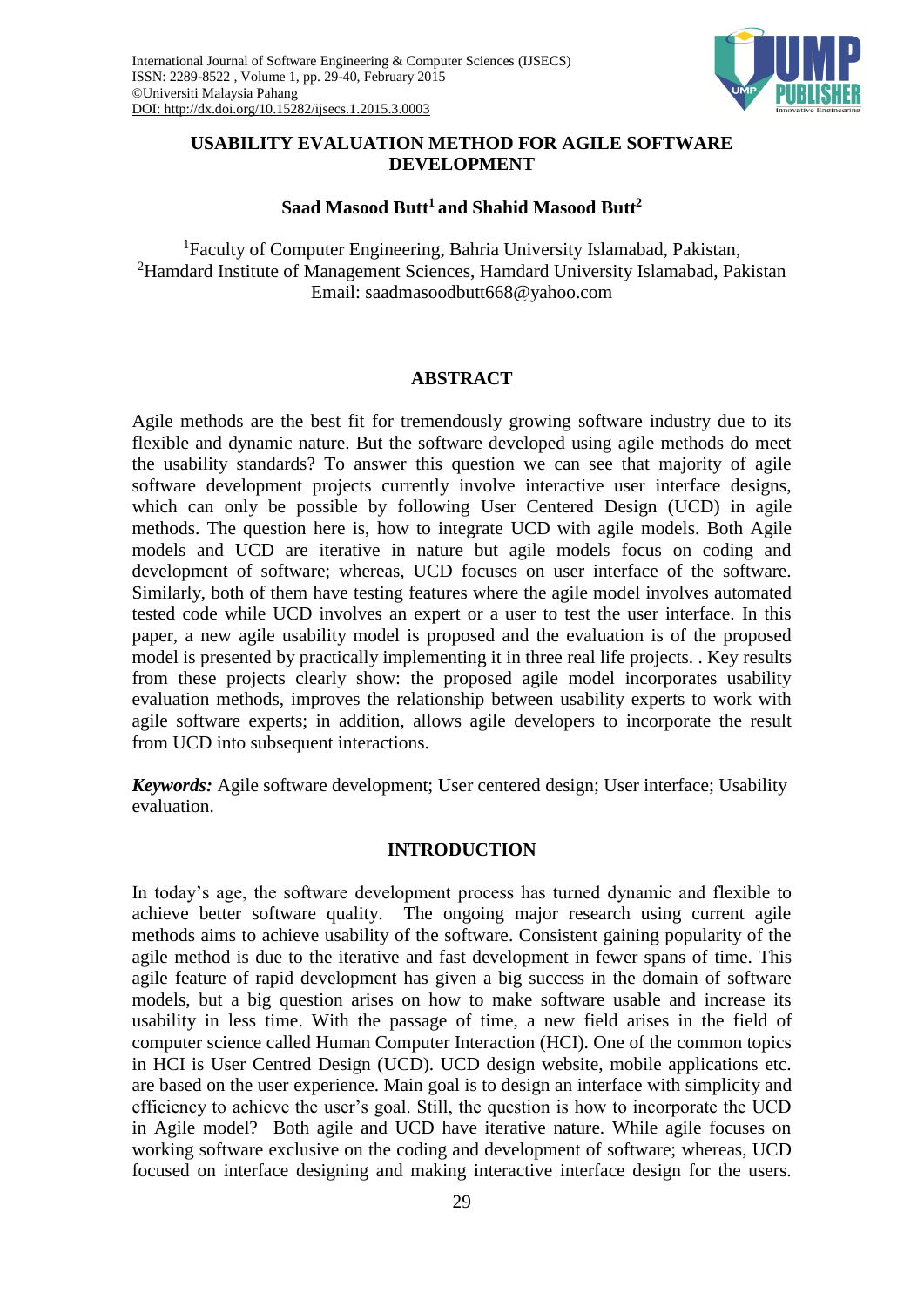# USABILITY EVALUATION METHOD FOR AGILE SOFTWARE DEVELOPMENT

**Saad Masood Butt[1] and Shahid Masood Butt[2]**

[1]Faculty of Computer Engineering, Bahria University Islamabad, Pakistan,
[2]Hamdard Institute of Management Sciences, Hamdard University Islamabad, Pakistan
Email: saadmasoodbutt668@yahoo.com

## ABSTRACT

Agile methods are the best fit for tremendously growing software industry due to its flexible and dynamic nature. But the software developed using agile methods do meet the usability standards? To answer this question we can see that majority of agile software development projects currently involve interactive user interface designs, which can only be possible by following User Centered Design (UCD) in agile methods. The question here is, how to integrate UCD with agile models. Both Agile models and UCD are iterative in nature but agile models focus on coding and development of software; whereas, UCD focuses on user interface of the software. Similarly, both of them have testing features where the agile model involves automated tested code while UCD involves an expert or a user to test the user interface. In this paper, a new agile usability model is proposed and the evaluation is of the proposed model is presented by practically implementing it in three real life projects. . Key results from these projects clearly show: the proposed agile model incorporates usability evaluation methods, improves the relationship between usability experts to work with agile software experts; in addition, allows agile developers to incorporate the result from UCD into subsequent interactions.

***Keywords:*** Agile software development; User centered design; User interface; Usability evaluation.

## INTRODUCTION

In today's age, the software development process has turned dynamic and flexible to achieve better software quality. The ongoing major research using current agile methods aims to achieve usability of the software. Consistent gaining popularity of the agile method is due to the iterative and fast development in fewer spans of time. This agile feature of rapid development has given a big success in the domain of software models, but a big question arises on how to make software usable and increase its usability in less time. With the passage of time, a new field arises in the field of computer science called Human Computer Interaction (HCI). One of the common topics in HCI is User Centred Design (UCD). UCD design website, mobile applications etc. are based on the user experience. Main goal is to design an interface with simplicity and efficiency to achieve the user's goal. Still, the question is how to incorporate the UCD in Agile model? Both agile and UCD have iterative nature. While agile focuses on working software exclusive on the coding and development of software; whereas, UCD focused on interface designing and making interactive interface design for the users.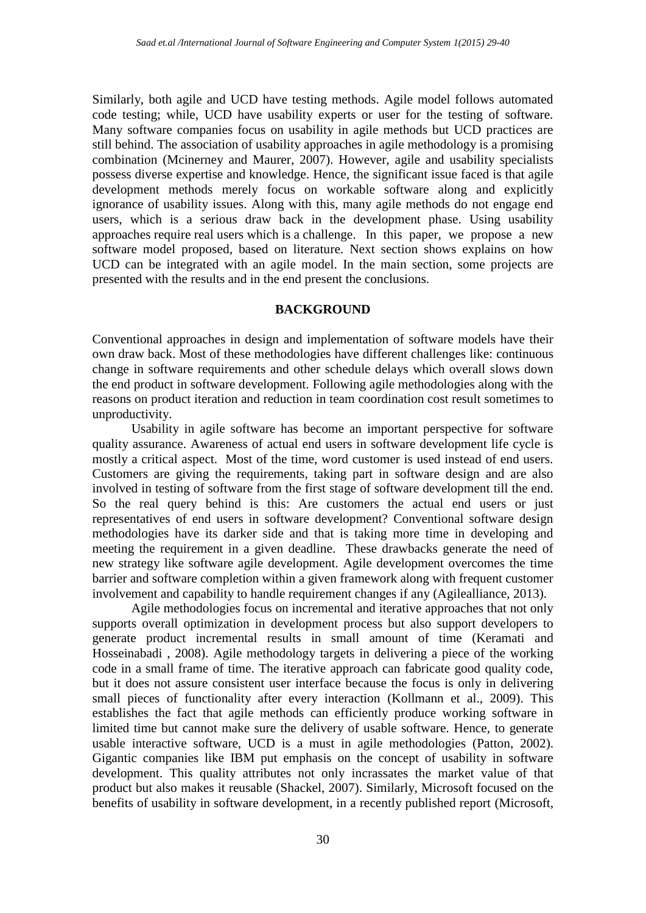Similarly, both agile and UCD have testing methods. Agile model follows automated code testing; while, UCD have usability experts or user for the testing of software. Many software companies focus on usability in agile methods but UCD practices are still behind. The association of usability approaches in agile methodology is a promising combination (Mcinerney and Maurer, 2007). However, agile and usability specialists possess diverse expertise and knowledge. Hence, the significant issue faced is that agile development methods merely focus on workable software along and explicitly ignorance of usability issues. Along with this, many agile methods do not engage end users, which is a serious draw back in the development phase. Using usability approaches require real users which is a challenge. In this paper, we propose a new software model proposed, based on literature. Next section shows explains on how UCD can be integrated with an agile model. In the main section, some projects are presented with the results and in the end present the conclusions.

## BACKGROUND

Conventional approaches in design and implementation of software models have their own draw back. Most of these methodologies have different challenges like: continuous change in software requirements and other schedule delays which overall slows down the end product in software development. Following agile methodologies along with the reasons on product iteration and reduction in team coordination cost result sometimes to unproductivity.

Usability in agile software has become an important perspective for software quality assurance. Awareness of actual end users in software development life cycle is mostly a critical aspect. Most of the time, word customer is used instead of end users. Customers are giving the requirements, taking part in software design and are also involved in testing of software from the first stage of software development till the end. So the real query behind is this: Are customers the actual end users or just representatives of end users in software development? Conventional software design methodologies have its darker side and that is taking more time in developing and meeting the requirement in a given deadline. These drawbacks generate the need of new strategy like software agile development. Agile development overcomes the time barrier and software completion within a given framework along with frequent customer involvement and capability to handle requirement changes if any (Agilealliance, 2013).

Agile methodologies focus on incremental and iterative approaches that not only supports overall optimization in development process but also support developers to generate product incremental results in small amount of time (Keramati and Hosseinabadi , 2008). Agile methodology targets in delivering a piece of the working code in a small frame of time. The iterative approach can fabricate good quality code, but it does not assure consistent user interface because the focus is only in delivering small pieces of functionality after every interaction (Kollmann et al., 2009). This establishes the fact that agile methods can efficiently produce working software in limited time but cannot make sure the delivery of usable software. Hence, to generate usable interactive software, UCD is a must in agile methodologies (Patton, 2002). Gigantic companies like IBM put emphasis on the concept of usability in software development. This quality attributes not only incrassates the market value of that product but also makes it reusable (Shackel, 2007). Similarly, Microsoft focused on the benefits of usability in software development, in a recently published report (Microsoft,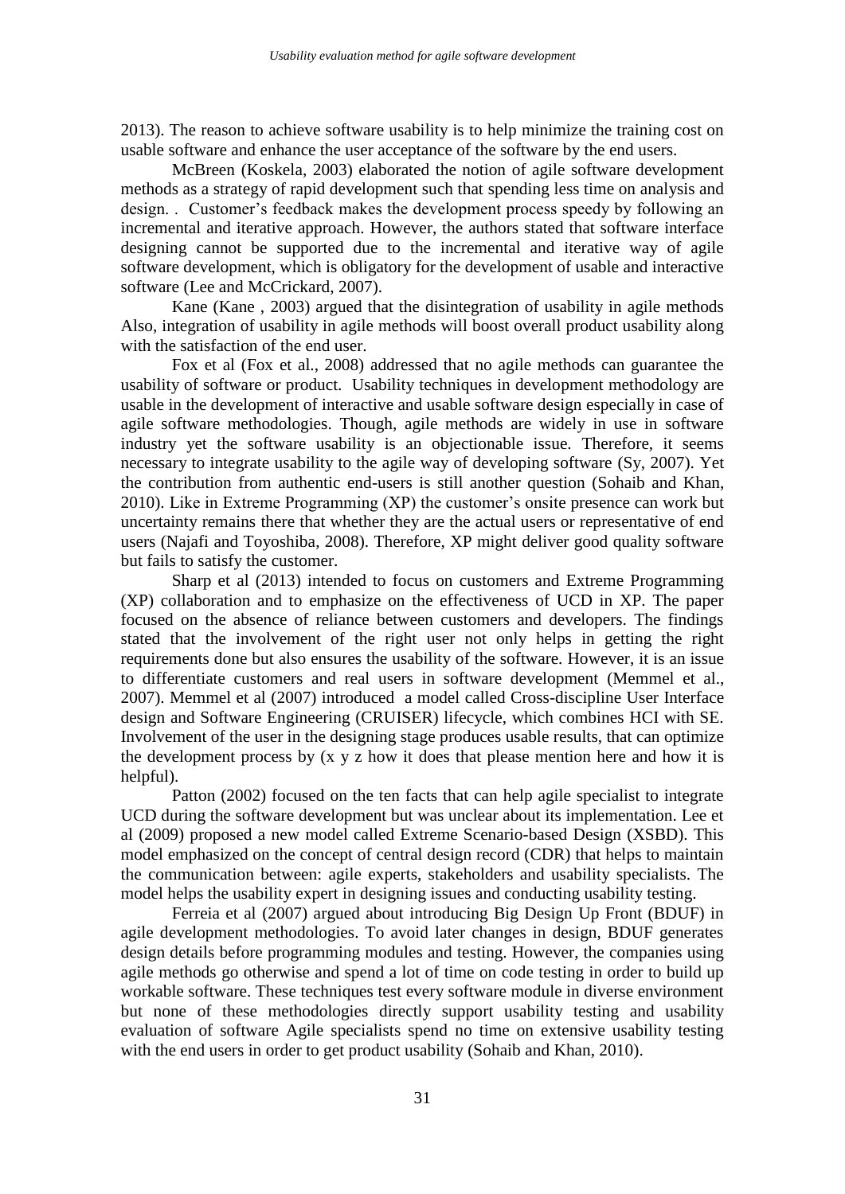2013). The reason to achieve software usability is to help minimize the training cost on usable software and enhance the user acceptance of the software by the end users.

McBreen (Koskela, 2003) elaborated the notion of agile software development methods as a strategy of rapid development such that spending less time on analysis and design. . Customer's feedback makes the development process speedy by following an incremental and iterative approach. However, the authors stated that software interface designing cannot be supported due to the incremental and iterative way of agile software development, which is obligatory for the development of usable and interactive software (Lee and McCrickard, 2007).

Kane (Kane , 2003) argued that the disintegration of usability in agile methods Also, integration of usability in agile methods will boost overall product usability along with the satisfaction of the end user.

Fox et al (Fox et al., 2008) addressed that no agile methods can guarantee the usability of software or product. Usability techniques in development methodology are usable in the development of interactive and usable software design especially in case of agile software methodologies. Though, agile methods are widely in use in software industry yet the software usability is an objectionable issue. Therefore, it seems necessary to integrate usability to the agile way of developing software (Sy, 2007). Yet the contribution from authentic end-users is still another question (Sohaib and Khan, 2010). Like in Extreme Programming (XP) the customer's onsite presence can work but uncertainty remains there that whether they are the actual users or representative of end users (Najafi and Toyoshiba, 2008). Therefore, XP might deliver good quality software but fails to satisfy the customer.

Sharp et al (2013) intended to focus on customers and Extreme Programming (XP) collaboration and to emphasize on the effectiveness of UCD in XP. The paper focused on the absence of reliance between customers and developers. The findings stated that the involvement of the right user not only helps in getting the right requirements done but also ensures the usability of the software. However, it is an issue to differentiate customers and real users in software development (Memmel et al., 2007). Memmel et al (2007) introduced a model called Cross-discipline User Interface design and Software Engineering (CRUISER) lifecycle, which combines HCI with SE. Involvement of the user in the designing stage produces usable results, that can optimize the development process by (x y z how it does that please mention here and how it is helpful).

Patton (2002) focused on the ten facts that can help agile specialist to integrate UCD during the software development but was unclear about its implementation. Lee et al (2009) proposed a new model called Extreme Scenario-based Design (XSBD). This model emphasized on the concept of central design record (CDR) that helps to maintain the communication between: agile experts, stakeholders and usability specialists. The model helps the usability expert in designing issues and conducting usability testing.

Ferreia et al (2007) argued about introducing Big Design Up Front (BDUF) in agile development methodologies. To avoid later changes in design, BDUF generates design details before programming modules and testing. However, the companies using agile methods go otherwise and spend a lot of time on code testing in order to build up workable software. These techniques test every software module in diverse environment but none of these methodologies directly support usability testing and usability evaluation of software Agile specialists spend no time on extensive usability testing with the end users in order to get product usability (Sohaib and Khan, 2010).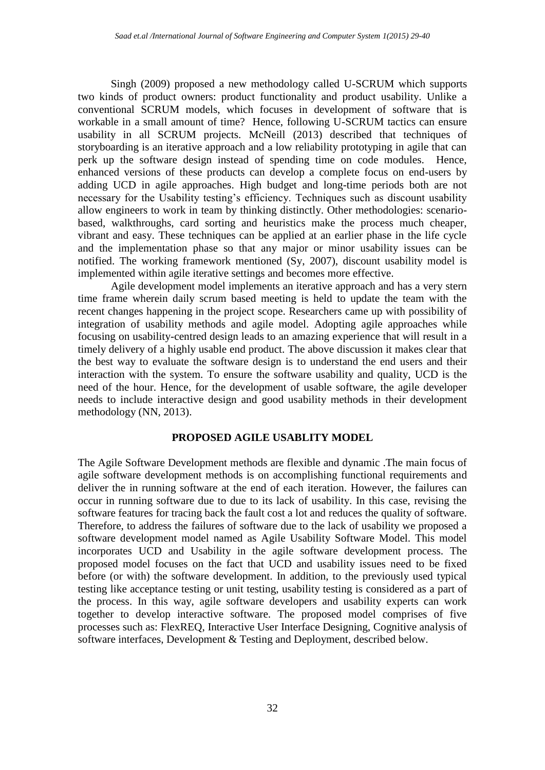Singh (2009) proposed a new methodology called U-SCRUM which supports two kinds of product owners: product functionality and product usability. Unlike a conventional SCRUM models, which focuses in development of software that is workable in a small amount of time? Hence, following U-SCRUM tactics can ensure usability in all SCRUM projects. McNeill (2013) described that techniques of storyboarding is an iterative approach and a low reliability prototyping in agile that can perk up the software design instead of spending time on code modules. Hence, enhanced versions of these products can develop a complete focus on end-users by adding UCD in agile approaches. High budget and long-time periods both are not necessary for the Usability testing's efficiency. Techniques such as discount usability allow engineers to work in team by thinking distinctly. Other methodologies: scenario-based, walkthroughs, card sorting and heuristics make the process much cheaper, vibrant and easy. These techniques can be applied at an earlier phase in the life cycle and the implementation phase so that any major or minor usability issues can be notified. The working framework mentioned (Sy, 2007), discount usability model is implemented within agile iterative settings and becomes more effective.

Agile development model implements an iterative approach and has a very stern time frame wherein daily scrum based meeting is held to update the team with the recent changes happening in the project scope. Researchers came up with possibility of integration of usability methods and agile model. Adopting agile approaches while focusing on usability-centred design leads to an amazing experience that will result in a timely delivery of a highly usable end product. The above discussion it makes clear that the best way to evaluate the software design is to understand the end users and their interaction with the system. To ensure the software usability and quality, UCD is the need of the hour. Hence, for the development of usable software, the agile developer needs to include interactive design and good usability methods in their development methodology (NN, 2013).

## PROPOSED AGILE USABLITY MODEL

The Agile Software Development methods are flexible and dynamic .The main focus of agile software development methods is on accomplishing functional requirements and deliver the in running software at the end of each iteration. However, the failures can occur in running software due to due to its lack of usability. In this case, revising the software features for tracing back the fault cost a lot and reduces the quality of software. Therefore, to address the failures of software due to the lack of usability we proposed a software development model named as Agile Usability Software Model. This model incorporates UCD and Usability in the agile software development process. The proposed model focuses on the fact that UCD and usability issues need to be fixed before (or with) the software development. In addition, to the previously used typical testing like acceptance testing or unit testing, usability testing is considered as a part of the process. In this way, agile software developers and usability experts can work together to develop interactive software. The proposed model comprises of five processes such as: FlexREQ, Interactive User Interface Designing, Cognitive analysis of software interfaces, Development & Testing and Deployment, described below.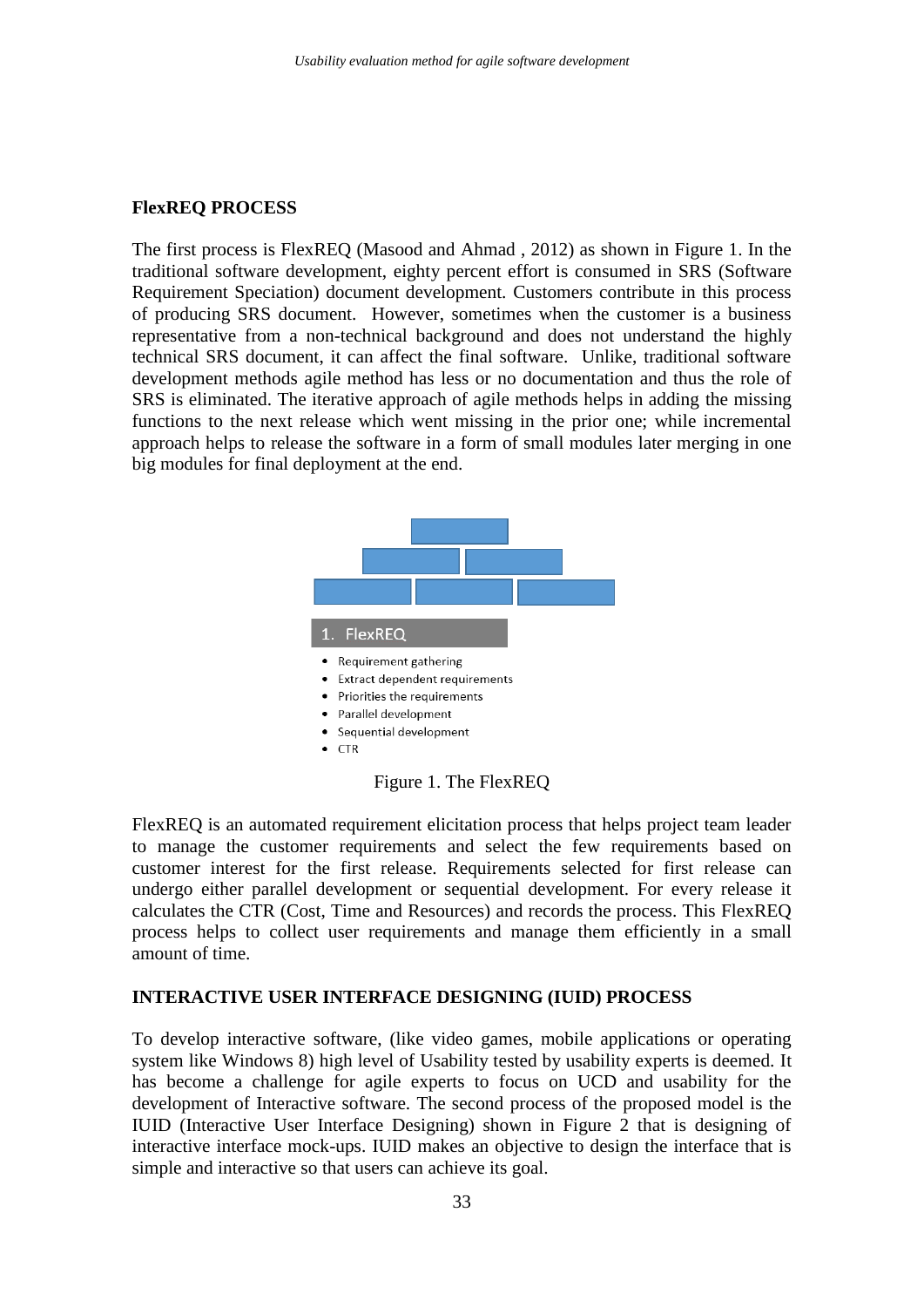## FlexREQ PROCESS

The first process is FlexREQ (Masood and Ahmad , 2012) as shown in Figure 1. In the traditional software development, eighty percent effort is consumed in SRS (Software Requirement Speciation) document development. Customers contribute in this process of producing SRS document. However, sometimes when the customer is a business representative from a non-technical background and does not understand the highly technical SRS document, it can affect the final software. Unlike, traditional software development methods agile method has less or no documentation and thus the role of SRS is eliminated. The iterative approach of agile methods helps in adding the missing functions to the next release which went missing in the prior one; while incremental approach helps to release the software in a form of small modules later merging in one big modules for final deployment at the end.

1. FlexREQ

- Requirement gathering
- Extract dependent requirements
- Priorities the requirements
- Parallel development
- Sequential development
- CTR

Figure 1. The FlexREQ

FlexREQ is an automated requirement elicitation process that helps project team leader to manage the customer requirements and select the few requirements based on customer interest for the first release. Requirements selected for first release can undergo either parallel development or sequential development. For every release it calculates the CTR (Cost, Time and Resources) and records the process. This FlexREQ process helps to collect user requirements and manage them efficiently in a small amount of time.

## INTERACTIVE USER INTERFACE DESIGNING (IUID) PROCESS

To develop interactive software, (like video games, mobile applications or operating system like Windows 8) high level of Usability tested by usability experts is deemed. It has become a challenge for agile experts to focus on UCD and usability for the development of Interactive software. The second process of the proposed model is the IUID (Interactive User Interface Designing) shown in Figure 2 that is designing of interactive interface mock-ups. IUID makes an objective to design the interface that is simple and interactive so that users can achieve its goal.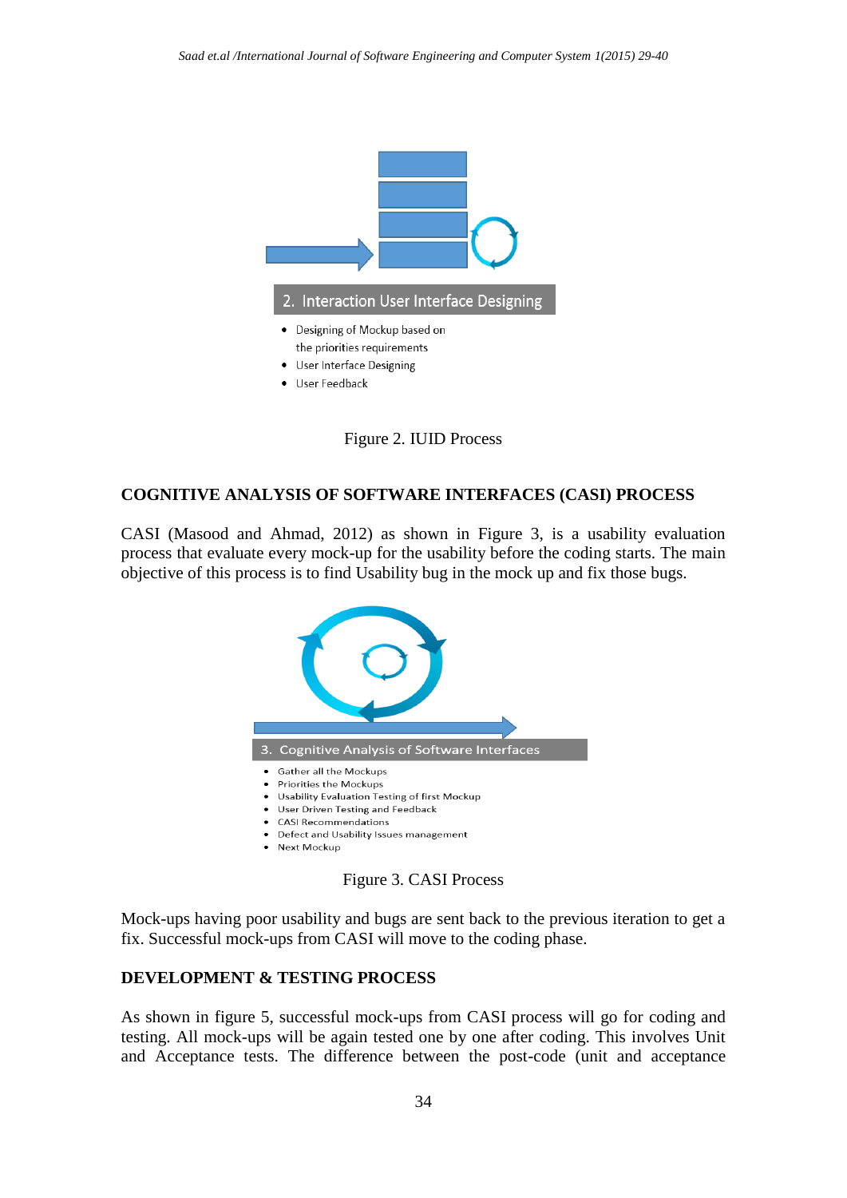2. Interaction User Interface Designing

- Designing of Mockup based on the priorities requirements
- User Interface Designing
- User Feedback

Figure 2. IUID Process

## COGNITIVE ANALYSIS OF SOFTWARE INTERFACES (CASI) PROCESS

CASI (Masood and Ahmad, 2012) as shown in Figure 3, is a usability evaluation process that evaluate every mock-up for the usability before the coding starts. The main objective of this process is to find Usability bug in the mock up and fix those bugs.

3. Cognitive Analysis of Software Interfaces

- Gather all the Mockups
- Priorities the Mockups
- Usability Evaluation Testing of first Mockup
- User Driven Testing and Feedback
- CASI Recommendations
- Defect and Usability Issues management
- Next Mockup

Figure 3. CASI Process

Mock-ups having poor usability and bugs are sent back to the previous iteration to get a fix. Successful mock-ups from CASI will move to the coding phase.

## DEVELOPMENT & TESTING PROCESS

As shown in figure 5, successful mock-ups from CASI process will go for coding and testing. All mock-ups will be again tested one by one after coding. This involves Unit and Acceptance tests. The difference between the post-code (unit and acceptance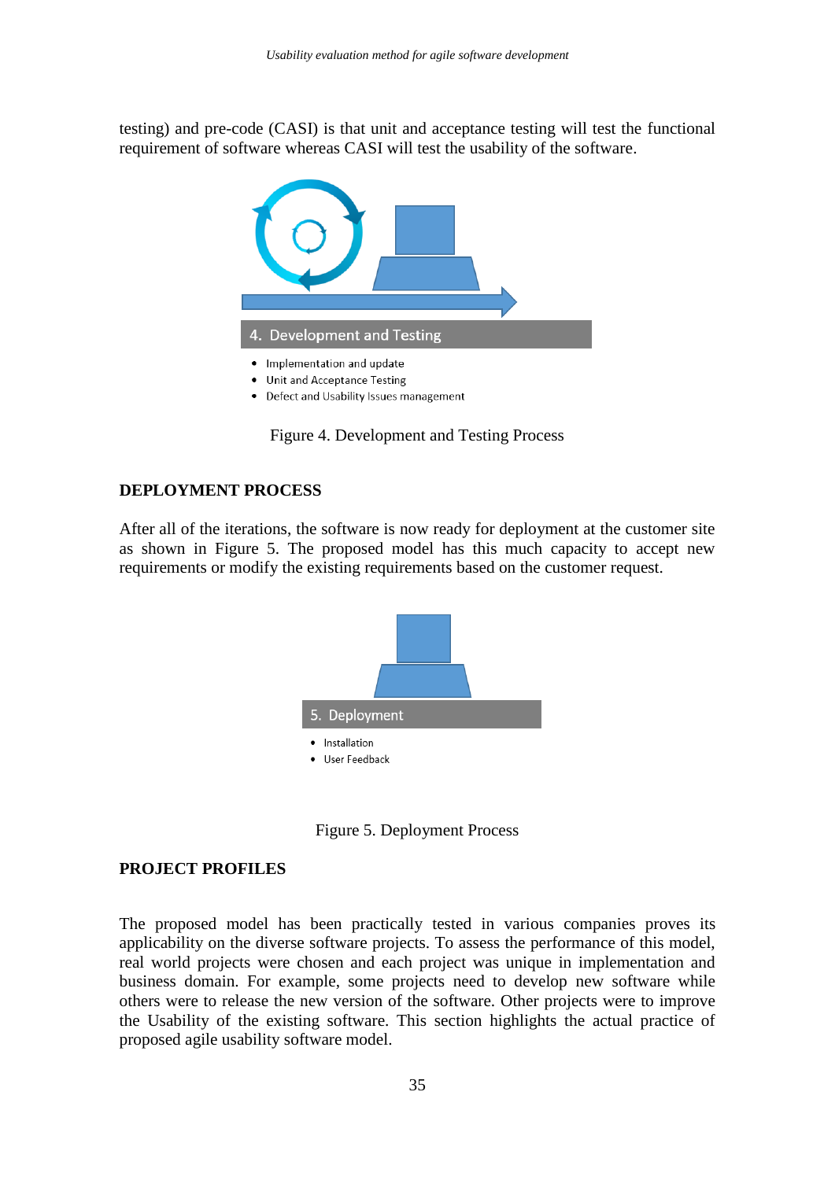testing) and pre-code (CASI) is that unit and acceptance testing will test the functional requirement of software whereas CASI will test the usability of the software.

4. Development and Testing

- Implementation and update
- Unit and Acceptance Testing
- Defect and Usability Issues management

Figure 4. Development and Testing Process

## DEPLOYMENT PROCESS

After all of the iterations, the software is now ready for deployment at the customer site as shown in Figure 5. The proposed model has this much capacity to accept new requirements or modify the existing requirements based on the customer request.

5. Deployment

- Installation
- User Feedback

Figure 5. Deployment Process

## PROJECT PROFILES

The proposed model has been practically tested in various companies proves its applicability on the diverse software projects. To assess the performance of this model, real world projects were chosen and each project was unique in implementation and business domain. For example, some projects need to develop new software while others were to release the new version of the software. Other projects were to improve the Usability of the existing software. This section highlights the actual practice of proposed agile usability software model.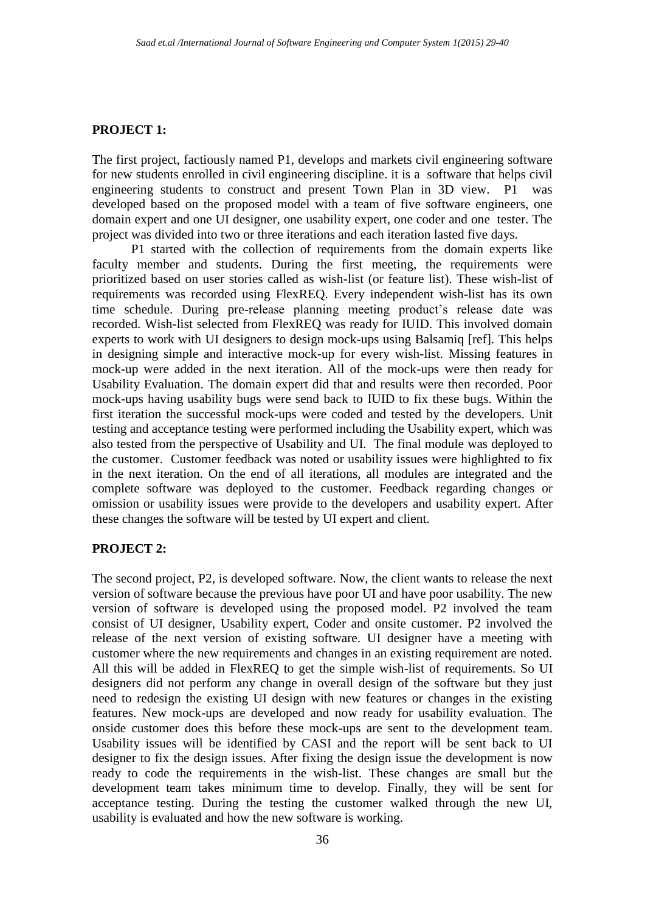**PROJECT 1:**

The first project, factiously named P1, develops and markets civil engineering software for new students enrolled in civil engineering discipline. it is a software that helps civil engineering students to construct and present Town Plan in 3D view. P1 was developed based on the proposed model with a team of five software engineers, one domain expert and one UI designer, one usability expert, one coder and one tester. The project was divided into two or three iterations and each iteration lasted five days.

P1 started with the collection of requirements from the domain experts like faculty member and students. During the first meeting, the requirements were prioritized based on user stories called as wish-list (or feature list). These wish-list of requirements was recorded using FlexREQ. Every independent wish-list has its own time schedule. During pre-release planning meeting product's release date was recorded. Wish-list selected from FlexREQ was ready for IUID. This involved domain experts to work with UI designers to design mock-ups using Balsamiq [ref]. This helps in designing simple and interactive mock-up for every wish-list. Missing features in mock-up were added in the next iteration. All of the mock-ups were then ready for Usability Evaluation. The domain expert did that and results were then recorded. Poor mock-ups having usability bugs were send back to IUID to fix these bugs. Within the first iteration the successful mock-ups were coded and tested by the developers. Unit testing and acceptance testing were performed including the Usability expert, which was also tested from the perspective of Usability and UI. The final module was deployed to the customer. Customer feedback was noted or usability issues were highlighted to fix in the next iteration. On the end of all iterations, all modules are integrated and the complete software was deployed to the customer. Feedback regarding changes or omission or usability issues were provide to the developers and usability expert. After these changes the software will be tested by UI expert and client.

**PROJECT 2:**

The second project, P2, is developed software. Now, the client wants to release the next version of software because the previous have poor UI and have poor usability. The new version of software is developed using the proposed model. P2 involved the team consist of UI designer, Usability expert, Coder and onsite customer. P2 involved the release of the next version of existing software. UI designer have a meeting with customer where the new requirements and changes in an existing requirement are noted. All this will be added in FlexREQ to get the simple wish-list of requirements. So UI designers did not perform any change in overall design of the software but they just need to redesign the existing UI design with new features or changes in the existing features. New mock-ups are developed and now ready for usability evaluation. The onside customer does this before these mock-ups are sent to the development team. Usability issues will be identified by CASI and the report will be sent back to UI designer to fix the design issues. After fixing the design issue the development is now ready to code the requirements in the wish-list. These changes are small but the development team takes minimum time to develop. Finally, they will be sent for acceptance testing. During the testing the customer walked through the new UI, usability is evaluated and how the new software is working.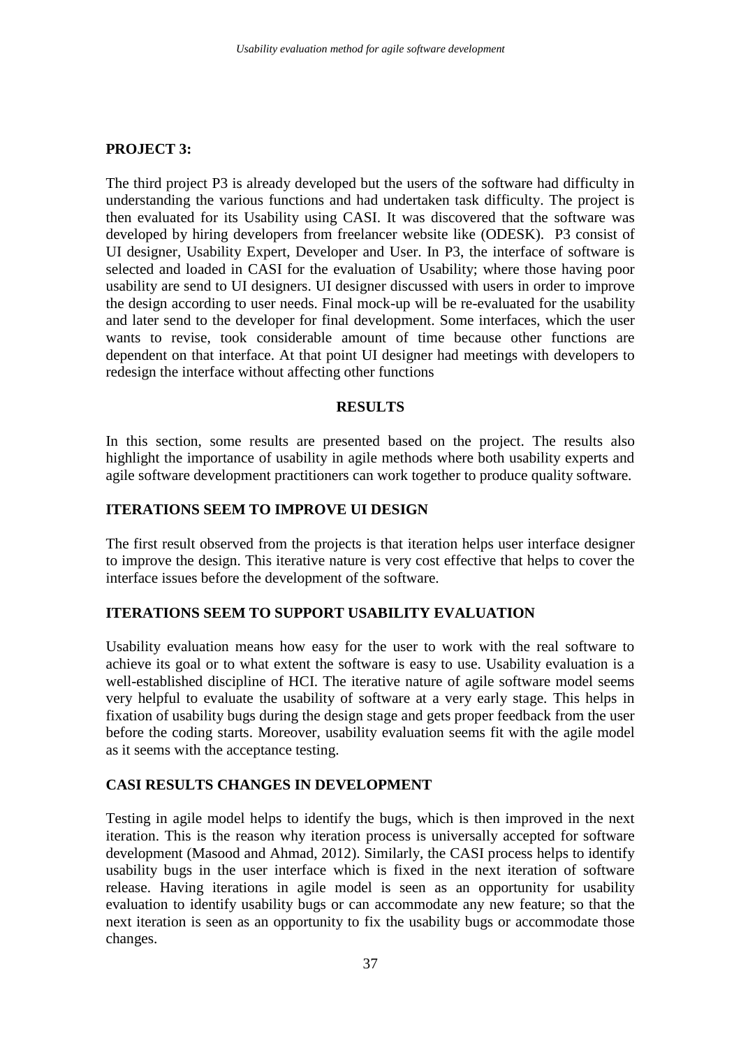## PROJECT 3:

The third project P3 is already developed but the users of the software had difficulty in understanding the various functions and had undertaken task difficulty. The project is then evaluated for its Usability using CASI. It was discovered that the software was developed by hiring developers from freelancer website like (ODESK). P3 consist of UI designer, Usability Expert, Developer and User. In P3, the interface of software is selected and loaded in CASI for the evaluation of Usability; where those having poor usability are send to UI designers. UI designer discussed with users in order to improve the design according to user needs. Final mock-up will be re-evaluated for the usability and later send to the developer for final development. Some interfaces, which the user wants to revise, took considerable amount of time because other functions are dependent on that interface. At that point UI designer had meetings with developers to redesign the interface without affecting other functions

## RESULTS

In this section, some results are presented based on the project. The results also highlight the importance of usability in agile methods where both usability experts and agile software development practitioners can work together to produce quality software.

### ITERATIONS SEEM TO IMPROVE UI DESIGN

The first result observed from the projects is that iteration helps user interface designer to improve the design. This iterative nature is very cost effective that helps to cover the interface issues before the development of the software.

### ITERATIONS SEEM TO SUPPORT USABILITY EVALUATION

Usability evaluation means how easy for the user to work with the real software to achieve its goal or to what extent the software is easy to use. Usability evaluation is a well-established discipline of HCI. The iterative nature of agile software model seems very helpful to evaluate the usability of software at a very early stage. This helps in fixation of usability bugs during the design stage and gets proper feedback from the user before the coding starts. Moreover, usability evaluation seems fit with the agile model as it seems with the acceptance testing.

### CASI RESULTS CHANGES IN DEVELOPMENT

Testing in agile model helps to identify the bugs, which is then improved in the next iteration. This is the reason why iteration process is universally accepted for software development (Masood and Ahmad, 2012). Similarly, the CASI process helps to identify usability bugs in the user interface which is fixed in the next iteration of software release. Having iterations in agile model is seen as an opportunity for usability evaluation to identify usability bugs or can accommodate any new feature; so that the next iteration is seen as an opportunity to fix the usability bugs or accommodate those changes.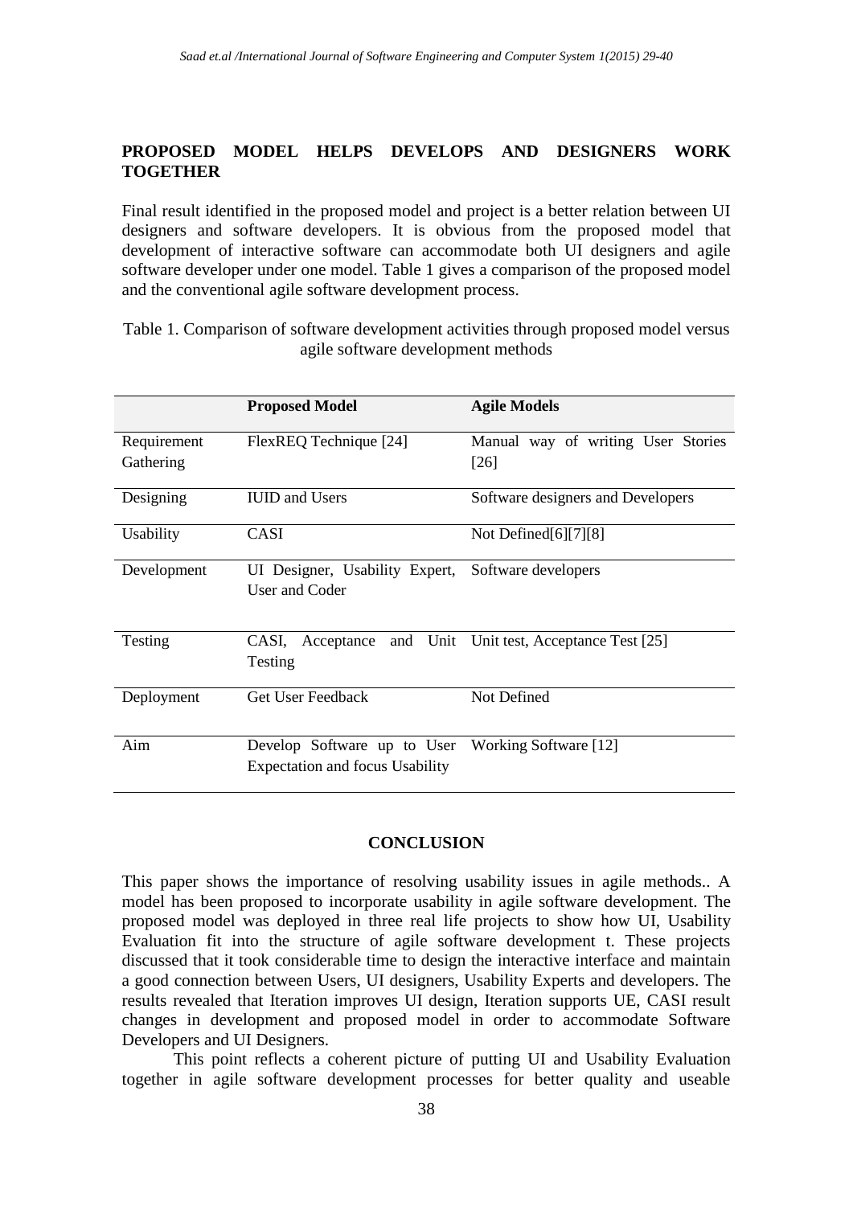## PROPOSED MODEL HELPS DEVELOPS AND DESIGNERS WORK TOGETHER

Final result identified in the proposed model and project is a better relation between UI designers and software developers. It is obvious from the proposed model that development of interactive software can accommodate both UI designers and agile software developer under one model. Table 1 gives a comparison of the proposed model and the conventional agile software development process.

Table 1. Comparison of software development activities through proposed model versus agile software development methods

| | **Proposed Model** | **Agile Models** |
|---|---|---|
| Requirement Gathering | FlexREQ Technique [24] | Manual way of writing User Stories [26] |
| Designing | IUID and Users | Software designers and Developers |
| Usability | CASI | Not Defined[6][7][8] |
| Development | UI Designer, Usability Expert, User and Coder | Software developers |
| Testing | CASI, Acceptance and Unit Testing | Unit test, Acceptance Test [25] |
| Deployment | Get User Feedback | Not Defined |
| Aim | Develop Software up to User Expectation and focus Usability | Working Software [12] |

## CONCLUSION

This paper shows the importance of resolving usability issues in agile methods.. A model has been proposed to incorporate usability in agile software development. The proposed model was deployed in three real life projects to show how UI, Usability Evaluation fit into the structure of agile software development t. These projects discussed that it took considerable time to design the interactive interface and maintain a good connection between Users, UI designers, Usability Experts and developers. The results revealed that Iteration improves UI design, Iteration supports UE, CASI result changes in development and proposed model in order to accommodate Software Developers and UI Designers.

This point reflects a coherent picture of putting UI and Usability Evaluation together in agile software development processes for better quality and useable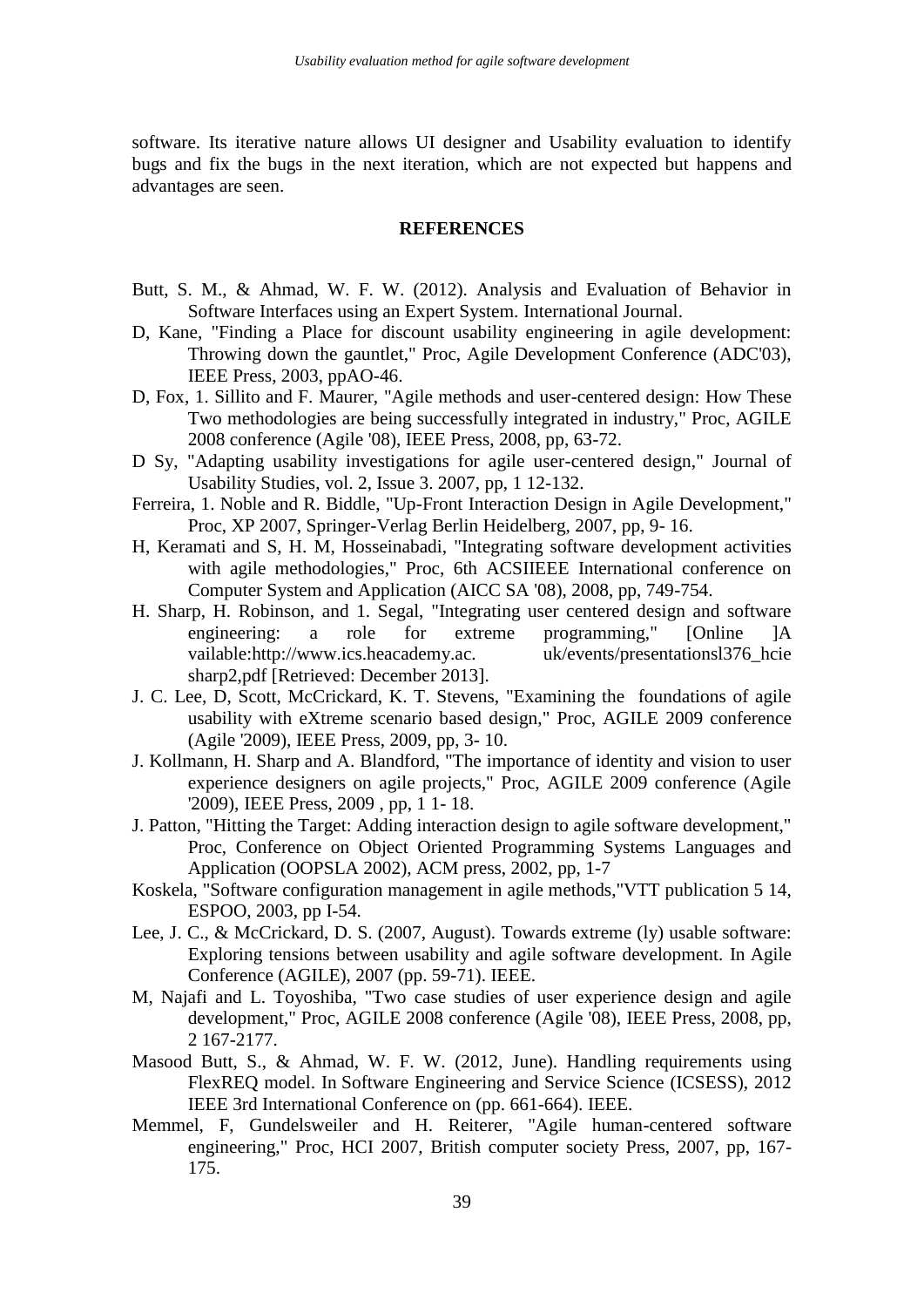software. Its iterative nature allows UI designer and Usability evaluation to identify bugs and fix the bugs in the next iteration, which are not expected but happens and advantages are seen.

## REFERENCES

Butt, S. M., & Ahmad, W. F. W. (2012). Analysis and Evaluation of Behavior in Software Interfaces using an Expert System. International Journal.

D, Kane, "Finding a Place for discount usability engineering in agile development: Throwing down the gauntlet," Proc, Agile Development Conference (ADC'03), IEEE Press, 2003, ppAO-46.

D, Fox, 1. Sillito and F. Maurer, "Agile methods and user-centered design: How These Two methodologies are being successfully integrated in industry," Proc, AGILE 2008 conference (Agile '08), IEEE Press, 2008, pp, 63-72.

D Sy, "Adapting usability investigations for agile user-centered design," Journal of Usability Studies, vol. 2, Issue 3. 2007, pp, 1 12-132.

Ferreira, 1. Noble and R. Biddle, "Up-Front Interaction Design in Agile Development," Proc, XP 2007, Springer-Verlag Berlin Heidelberg, 2007, pp, 9- 16.

H, Keramati and S, H. M, Hosseinabadi, "Integrating software development activities with agile methodologies," Proc, 6th ACSIIEEE International conference on Computer System and Application (AICC SA '08), 2008, pp, 749-754.

H. Sharp, H. Robinson, and 1. Segal, "Integrating user centered design and software engineering: a role for extreme programming," [Online ]A vailable:http://www.ics.heacademy.ac. uk/events/presentationsl376_hcie sharp2,pdf [Retrieved: December 2013].

J. C. Lee, D, Scott, McCrickard, K. T. Stevens, "Examining the foundations of agile usability with eXtreme scenario based design," Proc, AGILE 2009 conference (Agile '2009), IEEE Press, 2009, pp, 3- 10.

J. Kollmann, H. Sharp and A. Blandford, "The importance of identity and vision to user experience designers on agile projects," Proc, AGILE 2009 conference (Agile '2009), IEEE Press, 2009 , pp, 1 1- 18.

J. Patton, "Hitting the Target: Adding interaction design to agile software development," Proc, Conference on Object Oriented Programming Systems Languages and Application (OOPSLA 2002), ACM press, 2002, pp, 1-7

Koskela, "Software configuration management in agile methods,"VTT publication 5 14, ESPOO, 2003, pp I-54.

Lee, J. C., & McCrickard, D. S. (2007, August). Towards extreme (ly) usable software: Exploring tensions between usability and agile software development. In Agile Conference (AGILE), 2007 (pp. 59-71). IEEE.

M, Najafi and L. Toyoshiba, "Two case studies of user experience design and agile development," Proc, AGILE 2008 conference (Agile '08), IEEE Press, 2008, pp, 2 167-2177.

Masood Butt, S., & Ahmad, W. F. W. (2012, June). Handling requirements using FlexREQ model. In Software Engineering and Service Science (ICSESS), 2012 IEEE 3rd International Conference on (pp. 661-664). IEEE.

Memmel, F, Gundelsweiler and H. Reiterer, "Agile human-centered software engineering," Proc, HCI 2007, British computer society Press, 2007, pp, 167-175.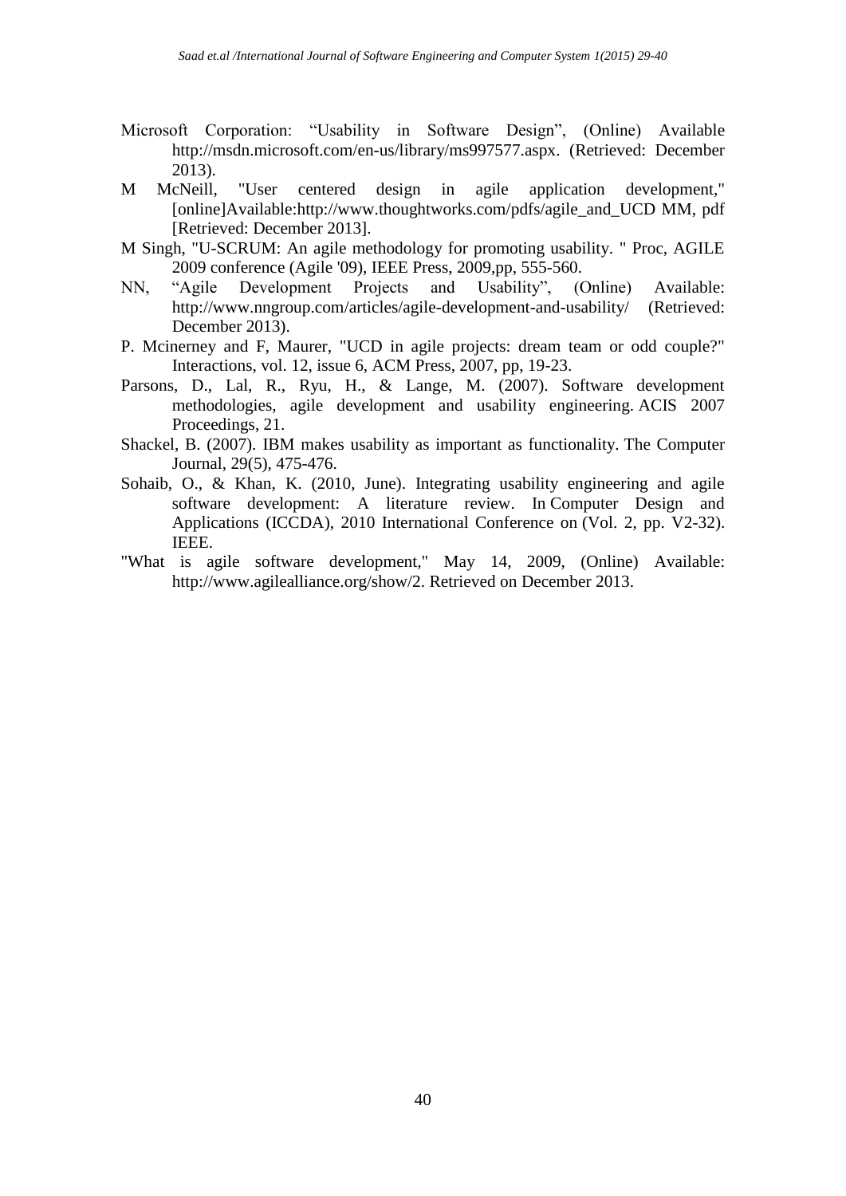Microsoft Corporation: “Usability in Software Design”, (Online) Available http://msdn.microsoft.com/en-us/library/ms997577.aspx. (Retrieved: December 2013).

M McNeill, "User centered design in agile application development," [online]Available:http://www.thoughtworks.com/pdfs/agile_and_UCD MM, pdf [Retrieved: December 2013].

M Singh, "U-SCRUM: An agile methodology for promoting usability. " Proc, AGILE 2009 conference (Agile '09), IEEE Press, 2009,pp, 555-560.

NN, “Agile Development Projects and Usability”, (Online) Available: http://www.nngroup.com/articles/agile-development-and-usability/ (Retrieved: December 2013).

P. Mcinerney and F, Maurer, "UCD in agile projects: dream team or odd couple?" Interactions, vol. 12, issue 6, ACM Press, 2007, pp, 19-23.

Parsons, D., Lal, R., Ryu, H., & Lange, M. (2007). Software development methodologies, agile development and usability engineering. ACIS 2007 Proceedings, 21.

Shackel, B. (2007). IBM makes usability as important as functionality. The Computer Journal, 29(5), 475-476.

Sohaib, O., & Khan, K. (2010, June). Integrating usability engineering and agile software development: A literature review. In Computer Design and Applications (ICCDA), 2010 International Conference on (Vol. 2, pp. V2-32). IEEE.

"What is agile software development," May 14, 2009, (Online) Available: http://www.agilealliance.org/show/2. Retrieved on December 2013.